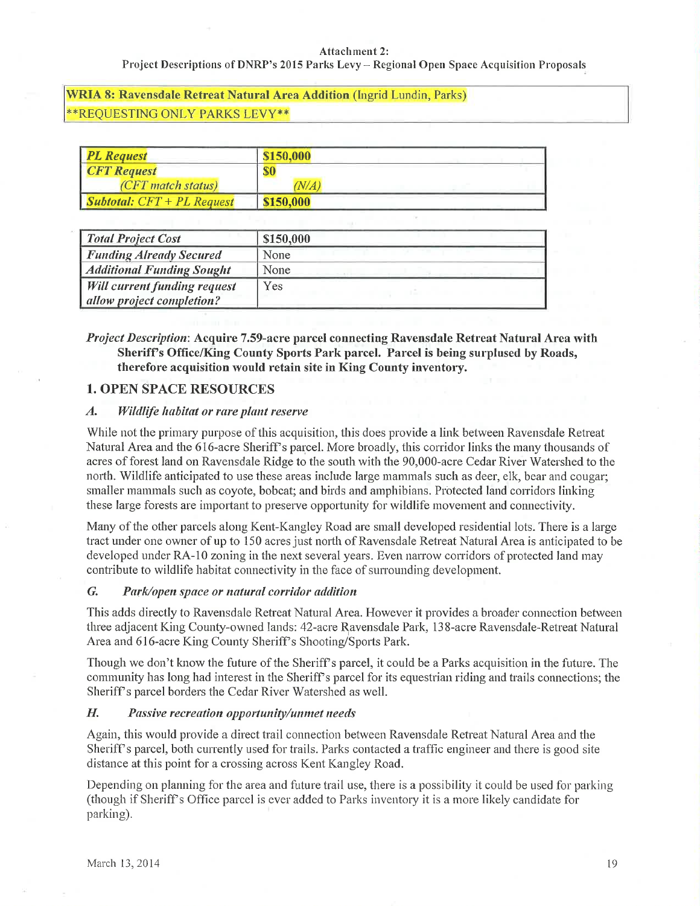Attachment 2:

Project Descriptions of DNRP's 2015 Parks Levy – Regional Open Space Acquisition Proposals

**WRIA 8: Ravensdale Retreat Natural Area Addition** (Ingrid Lundin, Parks)

**REQUESTING ONLY PARKS LEVY**

| | |
|---|---|
| ***PL Request*** | **$150,000** |
| ***CFT Request*** *(CFT match status)* | **$0** *(N/A)* |
| ***Subtotal: CFT + PL Request*** | **$150,000** |

| | |
|---|---|
| ***Total Project Cost*** | $150,000 |
| ***Funding Already Secured*** | None |
| ***Additional Funding Sought*** | None |
| ***Will current funding request allow project completion?*** | Yes |

*Project Description*: **Acquire 7.59-acre parcel connecting Ravensdale Retreat Natural Area with Sheriff's Office/King County Sports Park parcel. Parcel is being surplused by Roads, therefore acquisition would retain site in King County inventory.**

## 1. OPEN SPACE RESOURCES

### *A. Wildlife habitat or rare plant reserve*

While not the primary purpose of this acquisition, this does provide a link between Ravensdale Retreat Natural Area and the 616-acre Sheriff's parcel. More broadly, this corridor links the many thousands of acres of forest land on Ravensdale Ridge to the south with the 90,000-acre Cedar River Watershed to the north. Wildlife anticipated to use these areas include large mammals such as deer, elk, bear and cougar; smaller mammals such as coyote, bobcat; and birds and amphibians. Protected land corridors linking these large forests are important to preserve opportunity for wildlife movement and connectivity.

Many of the other parcels along Kent-Kangley Road are small developed residential lots. There is a large tract under one owner of up to 150 acres just north of Ravensdale Retreat Natural Area is anticipated to be developed under RA-10 zoning in the next several years. Even narrow corridors of protected land may contribute to wildlife habitat connectivity in the face of surrounding development.

### *G. Park/open space or natural corridor addition*

This adds directly to Ravensdale Retreat Natural Area. However it provides a broader connection between three adjacent King County-owned lands: 42-acre Ravensdale Park, 138-acre Ravensdale-Retreat Natural Area and 616-acre King County Sheriff's Shooting/Sports Park.

Though we don't know the future of the Sheriff's parcel, it could be a Parks acquisition in the future. The community has long had interest in the Sheriff's parcel for its equestrian riding and trails connections; the Sheriff's parcel borders the Cedar River Watershed as well.

### *H. Passive recreation opportunity/unmet needs*

Again, this would provide a direct trail connection between Ravensdale Retreat Natural Area and the Sheriff's parcel, both currently used for trails. Parks contacted a traffic engineer and there is good site distance at this point for a crossing across Kent Kangley Road.

Depending on planning for the area and future trail use, there is a possibility it could be used for parking (though if Sheriff's Office parcel is ever added to Parks inventory it is a more likely candidate for parking).

March 13, 2014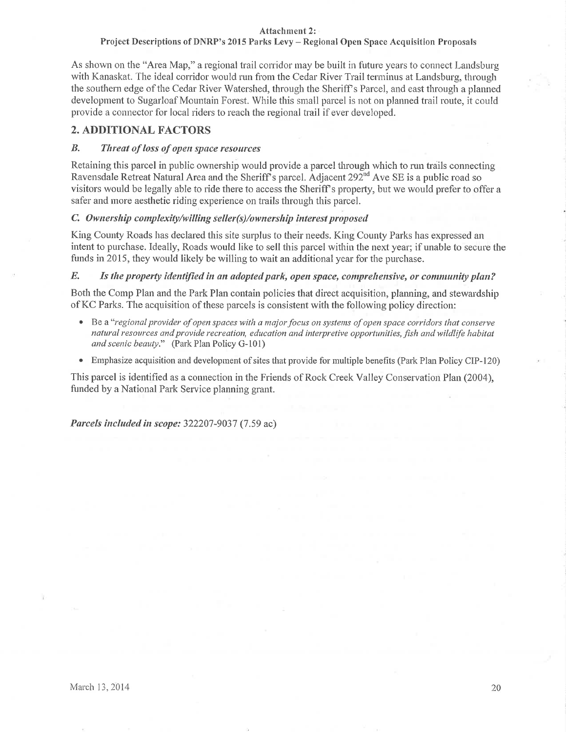Attachment 2:
Project Descriptions of DNRP's 2015 Parks Levy – Regional Open Space Acquisition Proposals

As shown on the "Area Map," a regional trail corridor may be built in future years to connect Landsburg with Kanaskat. The ideal corridor would run from the Cedar River Trail terminus at Landsburg, through the southern edge of the Cedar River Watershed, through the Sheriff's Parcel, and east through a planned development to Sugarloaf Mountain Forest. While this small parcel is not on planned trail route, it could provide a connector for local riders to reach the regional trail if ever developed.

## 2. ADDITIONAL FACTORS

### *B. Threat of loss of open space resources*

Retaining this parcel in public ownership would provide a parcel through which to run trails connecting Ravensdale Retreat Natural Area and the Sheriff's parcel. Adjacent 292nd Ave SE is a public road so visitors would be legally able to ride there to access the Sheriff's property, but we would prefer to offer a safer and more aesthetic riding experience on trails through this parcel.

### *C. Ownership complexity/willing seller(s)/ownership interest proposed*

King County Roads has declared this site surplus to their needs. King County Parks has expressed an intent to purchase. Ideally, Roads would like to sell this parcel within the next year; if unable to secure the funds in 2015, they would likely be willing to wait an additional year for the purchase.

### *E. Is the property identified in an adopted park, open space, comprehensive, or community plan?*

Both the Comp Plan and the Park Plan contain policies that direct acquisition, planning, and stewardship of KC Parks. The acquisition of these parcels is consistent with the following policy direction:

- Be a "*regional provider of open spaces with a major focus on systems of open space corridors that conserve natural resources and provide recreation, education and interpretive opportunities, fish and wildlife habitat and scenic beauty*." (Park Plan Policy G-101)
- Emphasize acquisition and development of sites that provide for multiple benefits (Park Plan Policy CIP-120)

This parcel is identified as a connection in the Friends of Rock Creek Valley Conservation Plan (2004), funded by a National Park Service planning grant.

***Parcels included in scope:*** 322207-9037 (7.59 ac)

March 13, 2014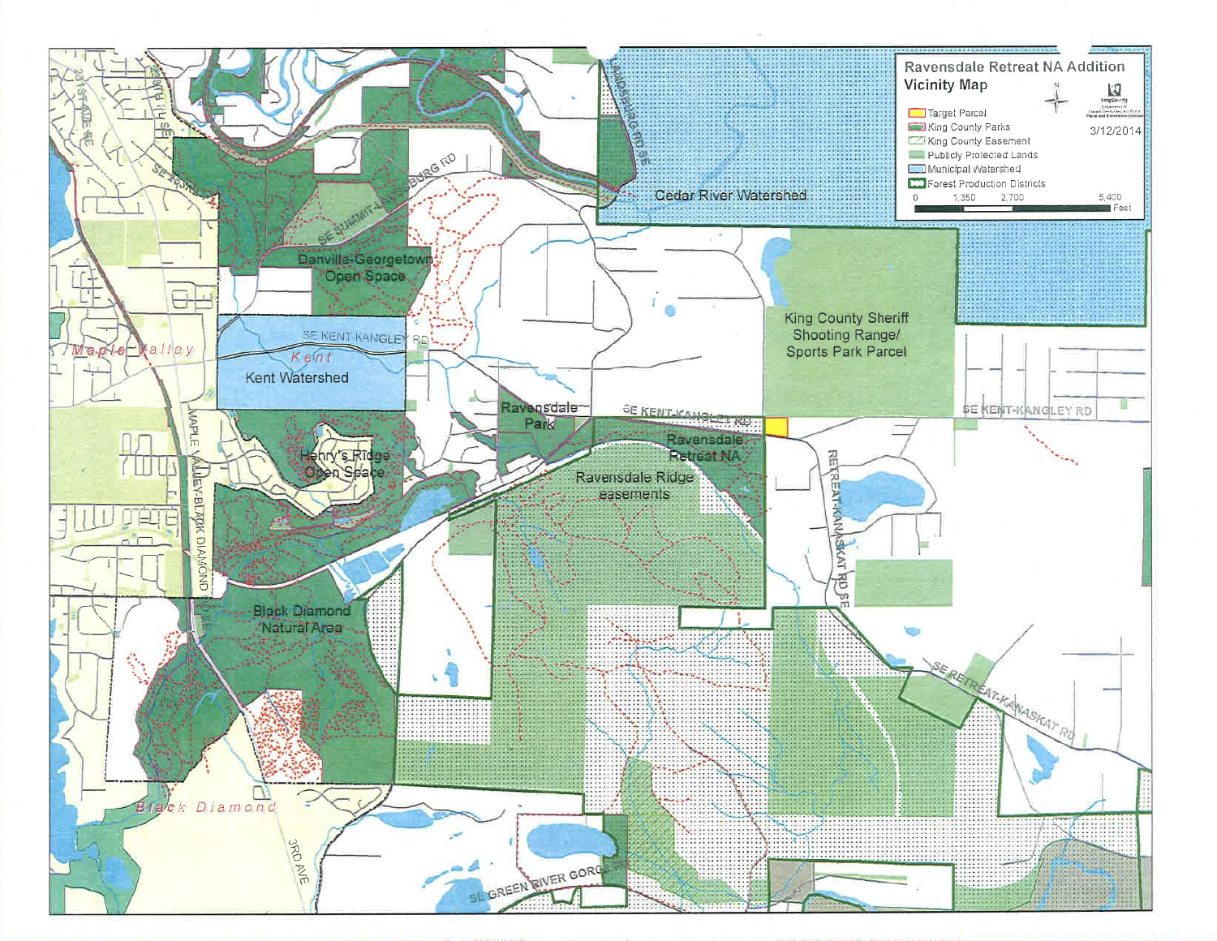# Ravensdale Retreat NA Addition

## Vicinity Map

3/12/2014

- Target Parcel
- King County Parks
- King County Easement
- Publicly Protected Lands
- Municipal Watershed
- Forest Production Districts

0 1,350 2,700 5,400 Feet

Cedar River Watershed

Danville-Georgetown Open Space

King County Sheriff Shooting Range/ Sports Park Parcel

SE KENT-KANGLEY RD

Kent

Kent Watershed

Maple Valley

Ravensdale Park

Ravensdale Retreat NA

Ravensdale Ridge easements

Henry's Ridge Open Space

Black Diamond Natural Area

Black Diamond

RETREAT-KANASKAT RD SE

SE RETREAT-KANASKAT RD

SE GREEN RIVER GORGE RD

MAPLE VALLEY-BLACK DIAMOND RD SE

SE SUMMIT-LANDSBURG RD

LANDSBURG RD SE

3RD AVE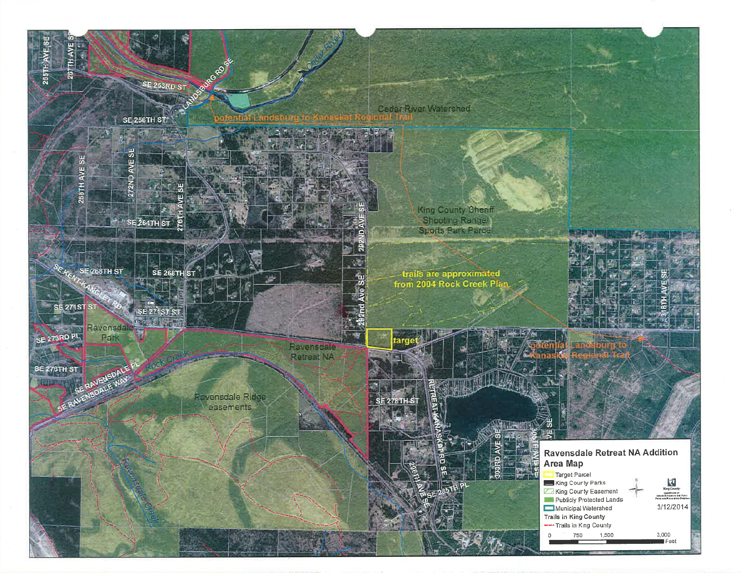# Ravensdale Retreat NA Addition Area Map

- Target Parcel
- King County Parks
- King County Easement
- Publicly Protected Lands
- Municipal Watershed

**Trails in King County**

- Trails in King County

0 750 1,500 3,000 Feet

3/12/2014

Cedar River Watershed

potential Landsburg to Kanaskat Regional Trail

King County Sheriff Shooting Range/ Sports Park Parcel

trails are approximated from 2004 Rock Creek Plan

target

Ravensdale Retreat NA

Ravensdale Park

Ravensdale Ridge easements

SE 253RD ST · LANDSBURG RD SE · SE 256TH ST · 265TH AVE SE · 267TH AVE SE · 268TH AVE SE · 272ND AVE SE · 276TH AVE SE · SE 264TH ST · SE 268TH ST · SE KENT-KANGLEY RD · SE 271ST ST · SE 273RD PL · SE 276TH ST · SE RAVENSDALE PL · SE RAVENSDALE WAY · 292ND AVE SE · 292nd Ave SE · SE 278TH ST · RETREAT KANASKAT RD SE · 296TH AVE SE · SE 285TH PL · 303RD AVE SE · 305TH AVE SE · 316TH AVE SE · Cedar River · Rock Creek · Ravensdale Creek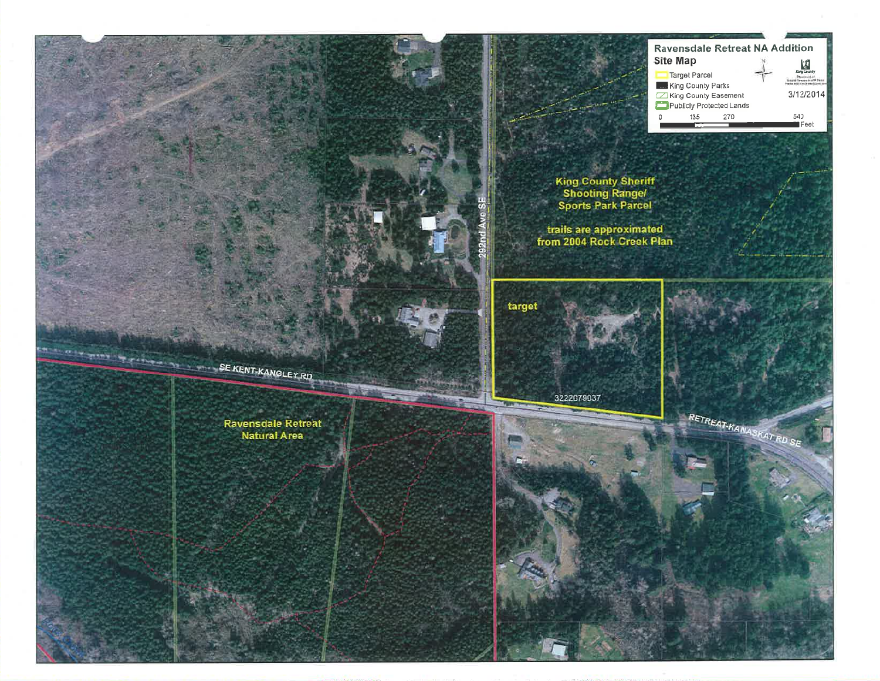## Ravensdale Retreat NA Addition

### Site Map

Target Parcel

King County Parks

King County Easement

Publicly Protected Lands

0 135 270 540 Feet

3/12/2014

King County Sheriff Shooting Range/ Sports Park Parcel

trails are approximated from 2004 Rock Creek Plan

target

3222079037

292nd Ave SE

SE KENT-KANGLEY RD

RETREAT-KANASKAT RD SE

Ravensdale Retreat Natural Area